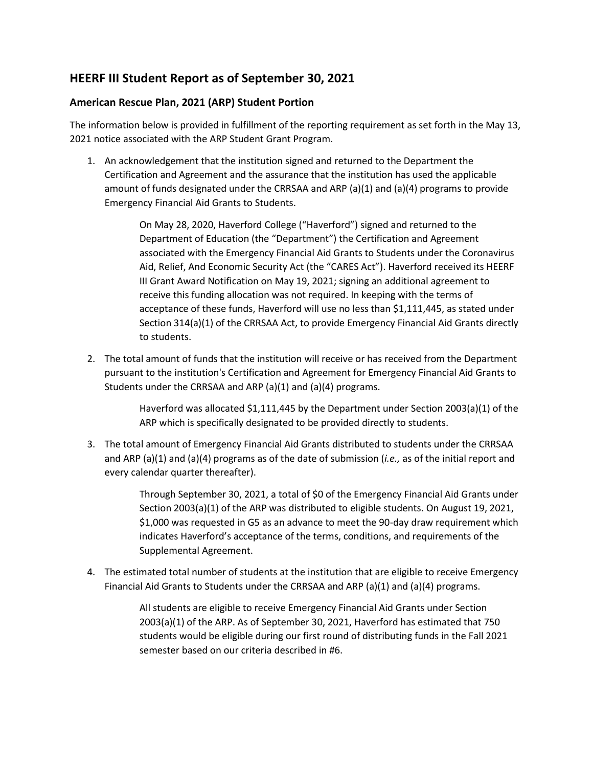## HEERF III Student Report as of September 30, 2021

### American Rescue Plan, 2021 (ARP) Student Portion

The information below is provided in fulfillment of the reporting requirement as set forth in the May 13, 2021 notice associated with the ARP Student Grant Program.

1. An acknowledgement that the institution signed and returned to the Department the Certification and Agreement and the assurance that the institution has used the applicable amount of funds designated under the CRRSAA and ARP (a)(1) and (a)(4) programs to provide Emergency Financial Aid Grants to Students.

   On May 28, 2020, Haverford College ("Haverford") signed and returned to the Department of Education (the "Department") the Certification and Agreement associated with the Emergency Financial Aid Grants to Students under the Coronavirus Aid, Relief, And Economic Security Act (the "CARES Act"). Haverford received its HEERF III Grant Award Notification on May 19, 2021; signing an additional agreement to receive this funding allocation was not required. In keeping with the terms of acceptance of these funds, Haverford will use no less than $1,111,445, as stated under Section 314(a)(1) of the CRRSAA Act, to provide Emergency Financial Aid Grants directly to students.

2. The total amount of funds that the institution will receive or has received from the Department pursuant to the institution's Certification and Agreement for Emergency Financial Aid Grants to Students under the CRRSAA and ARP (a)(1) and (a)(4) programs.

   Haverford was allocated $1,111,445 by the Department under Section 2003(a)(1) of the ARP which is specifically designated to be provided directly to students.

3. The total amount of Emergency Financial Aid Grants distributed to students under the CRRSAA and ARP (a)(1) and (a)(4) programs as of the date of submission (*i.e.,* as of the initial report and every calendar quarter thereafter).

   Through September 30, 2021, a total of $0 of the Emergency Financial Aid Grants under Section 2003(a)(1) of the ARP was distributed to eligible students. On August 19, 2021, $1,000 was requested in G5 as an advance to meet the 90-day draw requirement which indicates Haverford's acceptance of the terms, conditions, and requirements of the Supplemental Agreement.

4. The estimated total number of students at the institution that are eligible to receive Emergency Financial Aid Grants to Students under the CRRSAA and ARP (a)(1) and (a)(4) programs.

   All students are eligible to receive Emergency Financial Aid Grants under Section 2003(a)(1) of the ARP. As of September 30, 2021, Haverford has estimated that 750 students would be eligible during our first round of distributing funds in the Fall 2021 semester based on our criteria described in #6.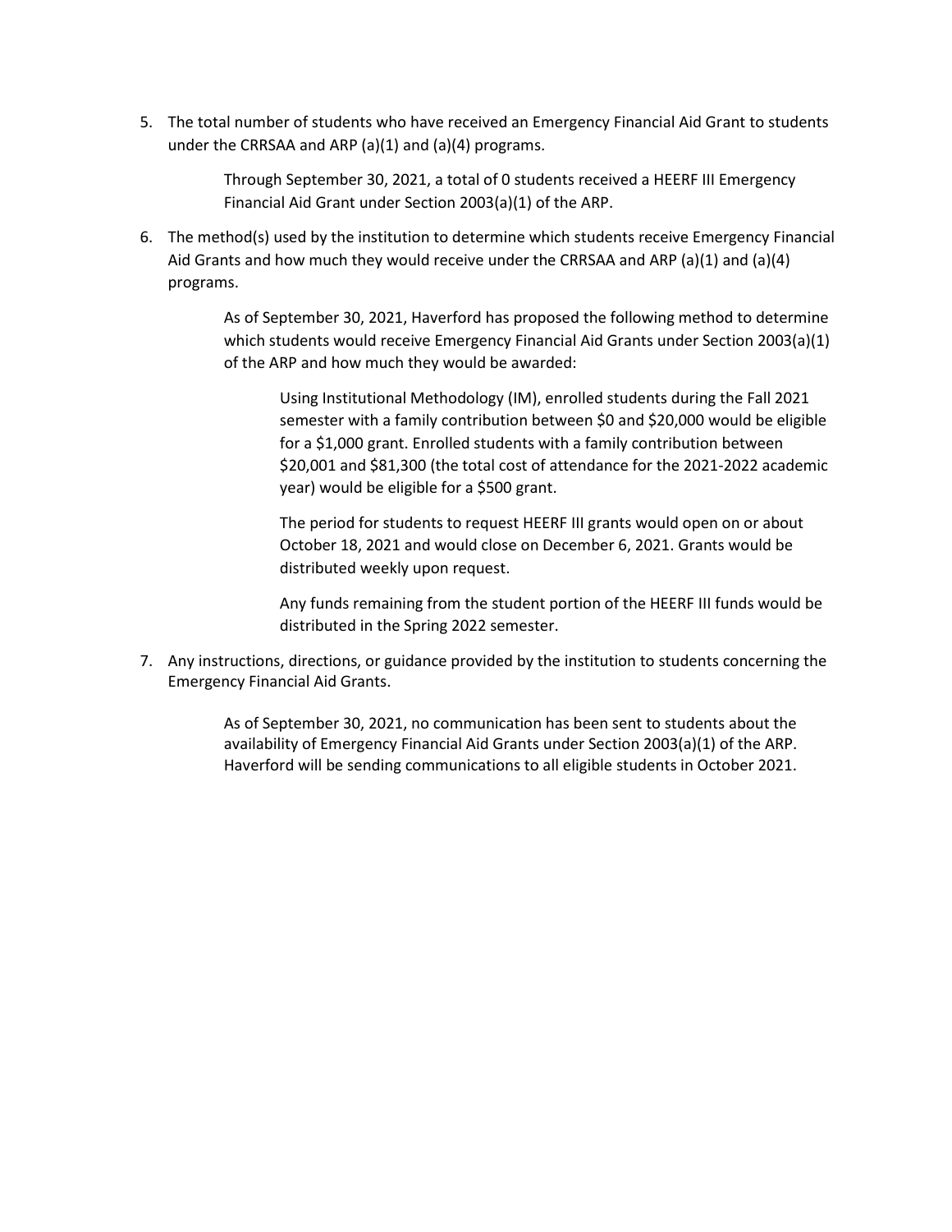5. The total number of students who have received an Emergency Financial Aid Grant to students under the CRRSAA and ARP (a)(1) and (a)(4) programs.

   Through September 30, 2021, a total of 0 students received a HEERF III Emergency Financial Aid Grant under Section 2003(a)(1) of the ARP.

6. The method(s) used by the institution to determine which students receive Emergency Financial Aid Grants and how much they would receive under the CRRSAA and ARP (a)(1) and (a)(4) programs.

   As of September 30, 2021, Haverford has proposed the following method to determine which students would receive Emergency Financial Aid Grants under Section 2003(a)(1) of the ARP and how much they would be awarded:

   > Using Institutional Methodology (IM), enrolled students during the Fall 2021 semester with a family contribution between $0 and $20,000 would be eligible for a $1,000 grant. Enrolled students with a family contribution between $20,001 and $81,300 (the total cost of attendance for the 2021-2022 academic year) would be eligible for a $500 grant.
   >
   > The period for students to request HEERF III grants would open on or about October 18, 2021 and would close on December 6, 2021. Grants would be distributed weekly upon request.
   >
   > Any funds remaining from the student portion of the HEERF III funds would be distributed in the Spring 2022 semester.

7. Any instructions, directions, or guidance provided by the institution to students concerning the Emergency Financial Aid Grants.

   As of September 30, 2021, no communication has been sent to students about the availability of Emergency Financial Aid Grants under Section 2003(a)(1) of the ARP. Haverford will be sending communications to all eligible students in October 2021.